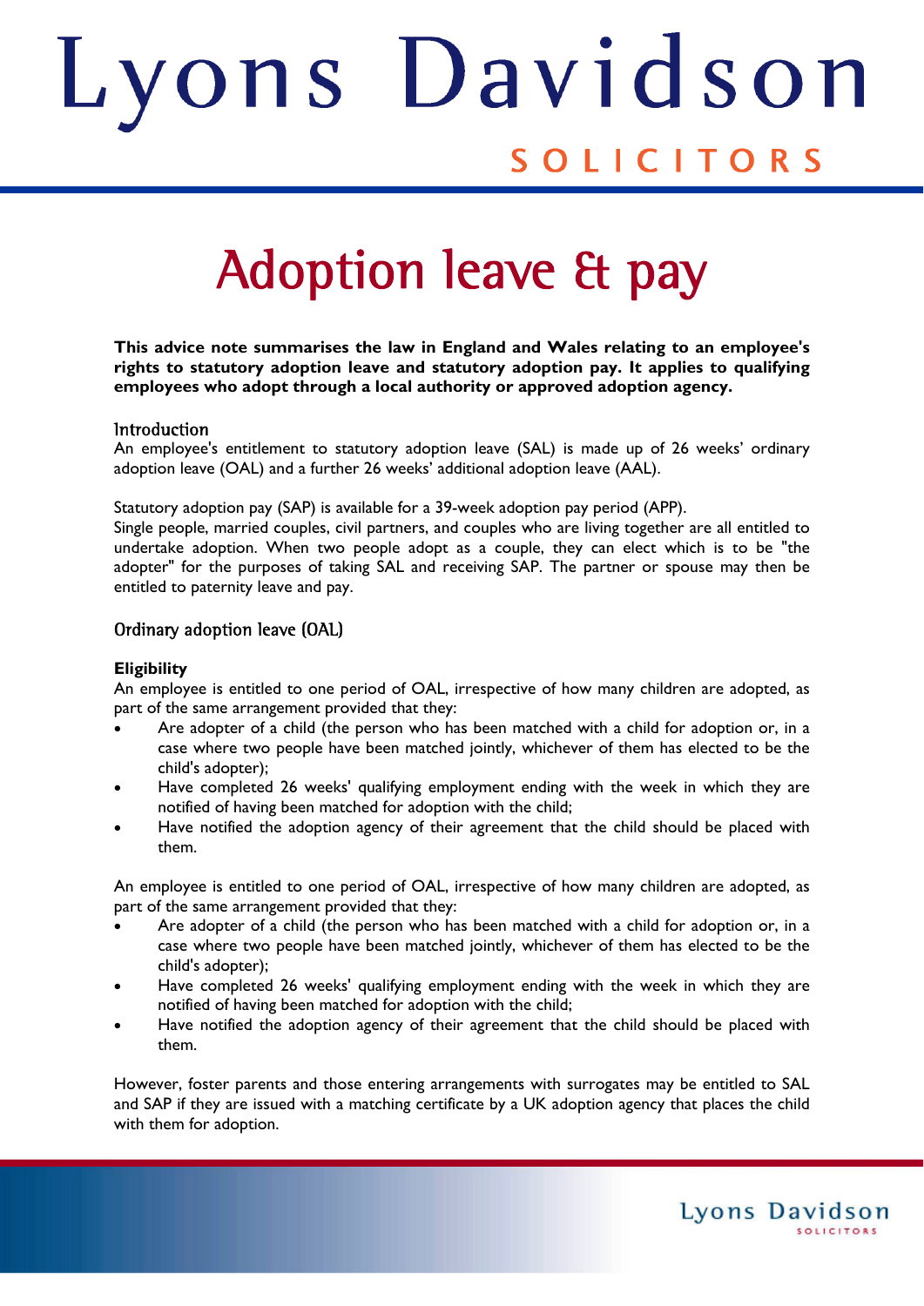# Lyons Davidson

SOLICITORS

# Adoption leave & pay

**This advice note summarises the law in England and Wales relating to an employee's rights to statutory adoption leave and statutory adoption pay. It applies to qualifying employees who adopt through a local authority or approved adoption agency.**

## Introduction

An employee's entitlement to statutory adoption leave (SAL) is made up of 26 weeks' ordinary adoption leave (OAL) and a further 26 weeks' additional adoption leave (AAL).

Statutory adoption pay (SAP) is available for a 39-week adoption pay period (APP).
Single people, married couples, civil partners, and couples who are living together are all entitled to undertake adoption. When two people adopt as a couple, they can elect which is to be "the adopter" for the purposes of taking SAL and receiving SAP. The partner or spouse may then be entitled to paternity leave and pay.

## Ordinary adoption leave (OAL)

### Eligibility

An employee is entitled to one period of OAL, irrespective of how many children are adopted, as part of the same arrangement provided that they:

- Are adopter of a child (the person who has been matched with a child for adoption or, in a case where two people have been matched jointly, whichever of them has elected to be the child's adopter);
- Have completed 26 weeks' qualifying employment ending with the week in which they are notified of having been matched for adoption with the child;
- Have notified the adoption agency of their agreement that the child should be placed with them.

An employee is entitled to one period of OAL, irrespective of how many children are adopted, as part of the same arrangement provided that they:

- Are adopter of a child (the person who has been matched with a child for adoption or, in a case where two people have been matched jointly, whichever of them has elected to be the child's adopter);
- Have completed 26 weeks' qualifying employment ending with the week in which they are notified of having been matched for adoption with the child;
- Have notified the adoption agency of their agreement that the child should be placed with them.

However, foster parents and those entering arrangements with surrogates may be entitled to SAL and SAP if they are issued with a matching certificate by a UK adoption agency that places the child with them for adoption.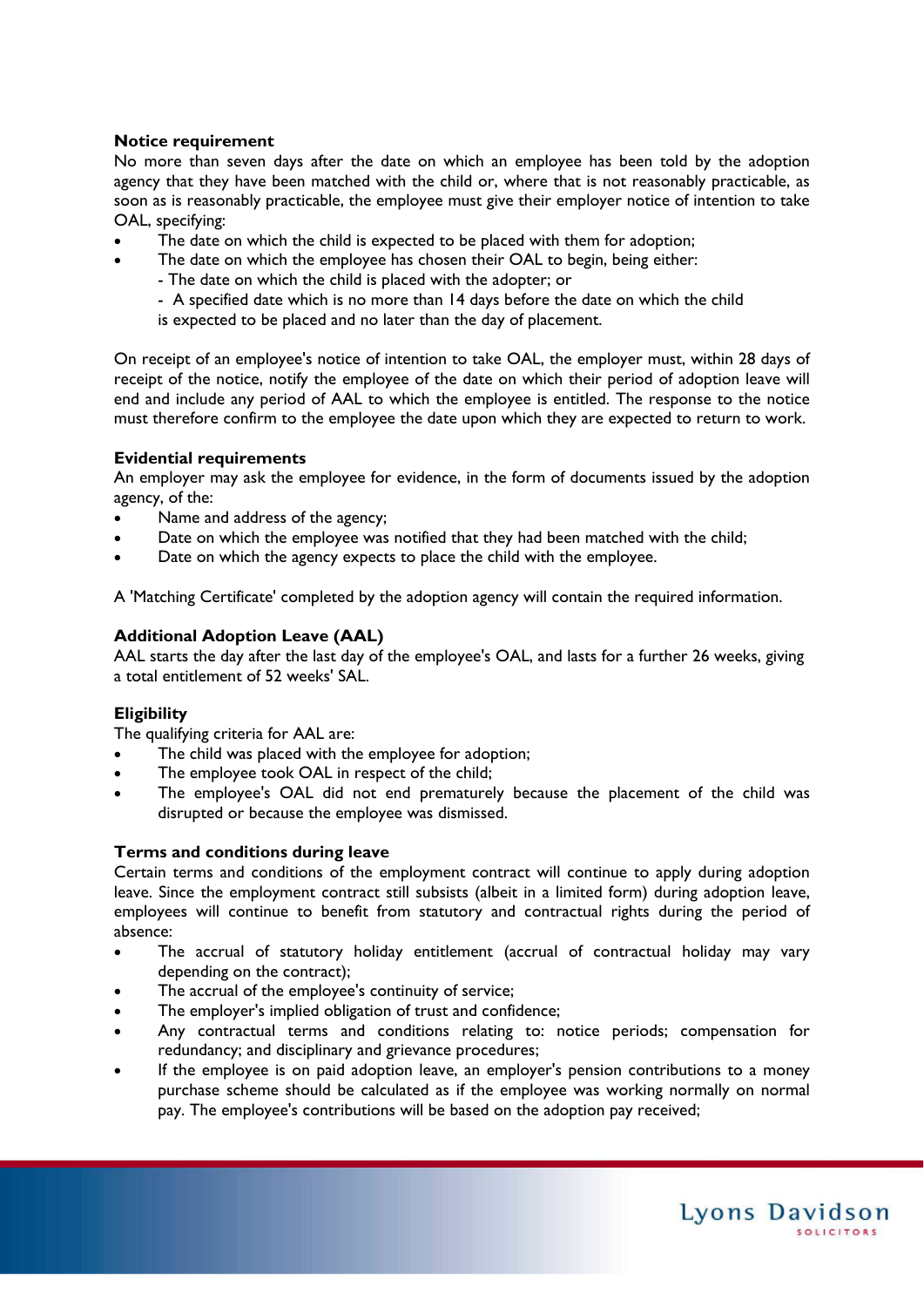**Notice requirement**

No more than seven days after the date on which an employee has been told by the adoption agency that they have been matched with the child or, where that is not reasonably practicable, as soon as is reasonably practicable, the employee must give their employer notice of intention to take OAL, specifying:

- The date on which the child is expected to be placed with them for adoption;
- The date on which the employee has chosen their OAL to begin, being either:
  - The date on which the child is placed with the adopter; or
  - A specified date which is no more than 14 days before the date on which the child is expected to be placed and no later than the day of placement.

On receipt of an employee's notice of intention to take OAL, the employer must, within 28 days of receipt of the notice, notify the employee of the date on which their period of adoption leave will end and include any period of AAL to which the employee is entitled. The response to the notice must therefore confirm to the employee the date upon which they are expected to return to work.

**Evidential requirements**

An employer may ask the employee for evidence, in the form of documents issued by the adoption agency, of the:

- Name and address of the agency;
- Date on which the employee was notified that they had been matched with the child;
- Date on which the agency expects to place the child with the employee.

A 'Matching Certificate' completed by the adoption agency will contain the required information.

**Additional Adoption Leave (AAL)**

AAL starts the day after the last day of the employee's OAL, and lasts for a further 26 weeks, giving a total entitlement of 52 weeks' SAL.

**Eligibility**

The qualifying criteria for AAL are:

- The child was placed with the employee for adoption;
- The employee took OAL in respect of the child;
- The employee's OAL did not end prematurely because the placement of the child was disrupted or because the employee was dismissed.

**Terms and conditions during leave**

Certain terms and conditions of the employment contract will continue to apply during adoption leave. Since the employment contract still subsists (albeit in a limited form) during adoption leave, employees will continue to benefit from statutory and contractual rights during the period of absence:

- The accrual of statutory holiday entitlement (accrual of contractual holiday may vary depending on the contract);
- The accrual of the employee's continuity of service;
- The employer's implied obligation of trust and confidence;
- Any contractual terms and conditions relating to: notice periods; compensation for redundancy; and disciplinary and grievance procedures;
- If the employee is on paid adoption leave, an employer's pension contributions to a money purchase scheme should be calculated as if the employee was working normally on normal pay. The employee's contributions will be based on the adoption pay received;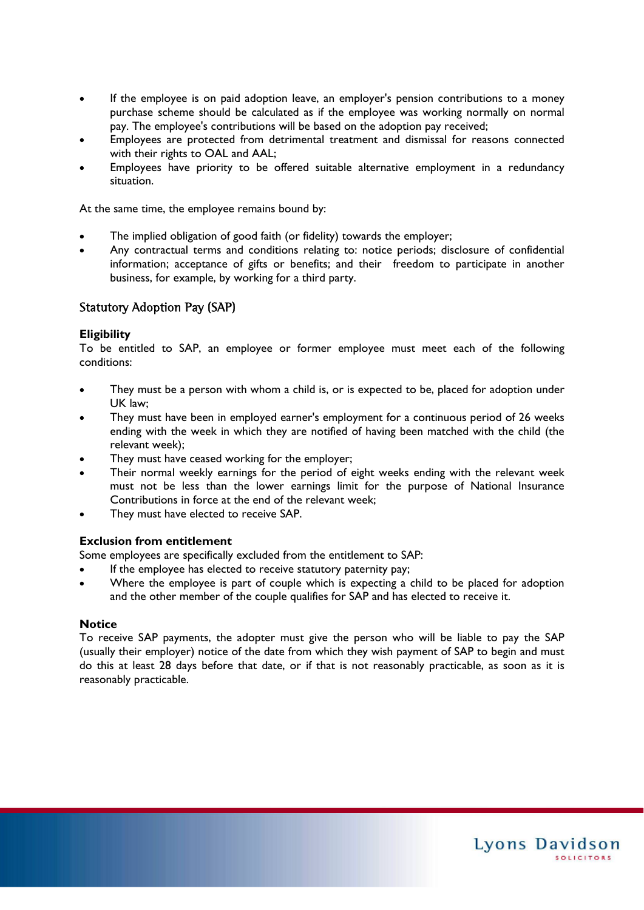- If the employee is on paid adoption leave, an employer's pension contributions to a money purchase scheme should be calculated as if the employee was working normally on normal pay. The employee's contributions will be based on the adoption pay received;
- Employees are protected from detrimental treatment and dismissal for reasons connected with their rights to OAL and AAL;
- Employees have priority to be offered suitable alternative employment in a redundancy situation.

At the same time, the employee remains bound by:

- The implied obligation of good faith (or fidelity) towards the employer;
- Any contractual terms and conditions relating to: notice periods; disclosure of confidential information; acceptance of gifts or benefits; and their freedom to participate in another business, for example, by working for a third party.

## Statutory Adoption Pay (SAP)

**Eligibility**

To be entitled to SAP, an employee or former employee must meet each of the following conditions:

- They must be a person with whom a child is, or is expected to be, placed for adoption under UK law;
- They must have been in employed earner's employment for a continuous period of 26 weeks ending with the week in which they are notified of having been matched with the child (the relevant week);
- They must have ceased working for the employer;
- Their normal weekly earnings for the period of eight weeks ending with the relevant week must not be less than the lower earnings limit for the purpose of National Insurance Contributions in force at the end of the relevant week;
- They must have elected to receive SAP.

**Exclusion from entitlement**

Some employees are specifically excluded from the entitlement to SAP:

- If the employee has elected to receive statutory paternity pay;
- Where the employee is part of couple which is expecting a child to be placed for adoption and the other member of the couple qualifies for SAP and has elected to receive it.

**Notice**

To receive SAP payments, the adopter must give the person who will be liable to pay the SAP (usually their employer) notice of the date from which they wish payment of SAP to begin and must do this at least 28 days before that date, or if that is not reasonably practicable, as soon as it is reasonably practicable.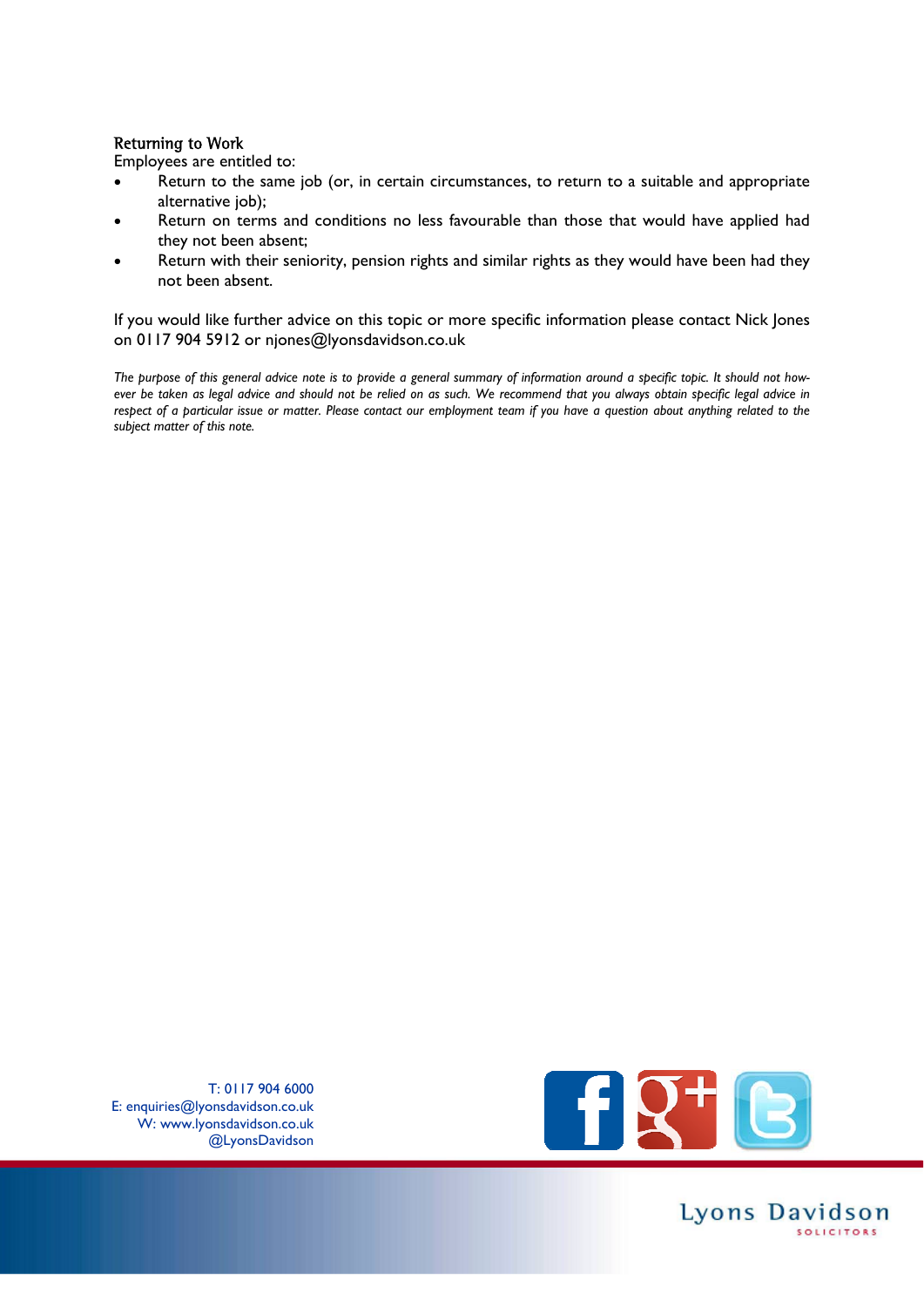### Returning to Work

Employees are entitled to:

- Return to the same job (or, in certain circumstances, to return to a suitable and appropriate alternative job);
- Return on terms and conditions no less favourable than those that would have applied had they not been absent;
- Return with their seniority, pension rights and similar rights as they would have been had they not been absent.

If you would like further advice on this topic or more specific information please contact Nick Jones on 0117 904 5912 or njones@lyonsdavidson.co.uk

*The purpose of this general advice note is to provide a general summary of information around a specific topic. It should not however be taken as legal advice and should not be relied on as such. We recommend that you always obtain specific legal advice in respect of a particular issue or matter. Please contact our employment team if you have a question about anything related to the subject matter of this note.*

T: 0117 904 6000
E: enquiries@lyonsdavidson.co.uk
W: www.lyonsdavidson.co.uk
@LyonsDavidson

Lyons Davidson
SOLICITORS